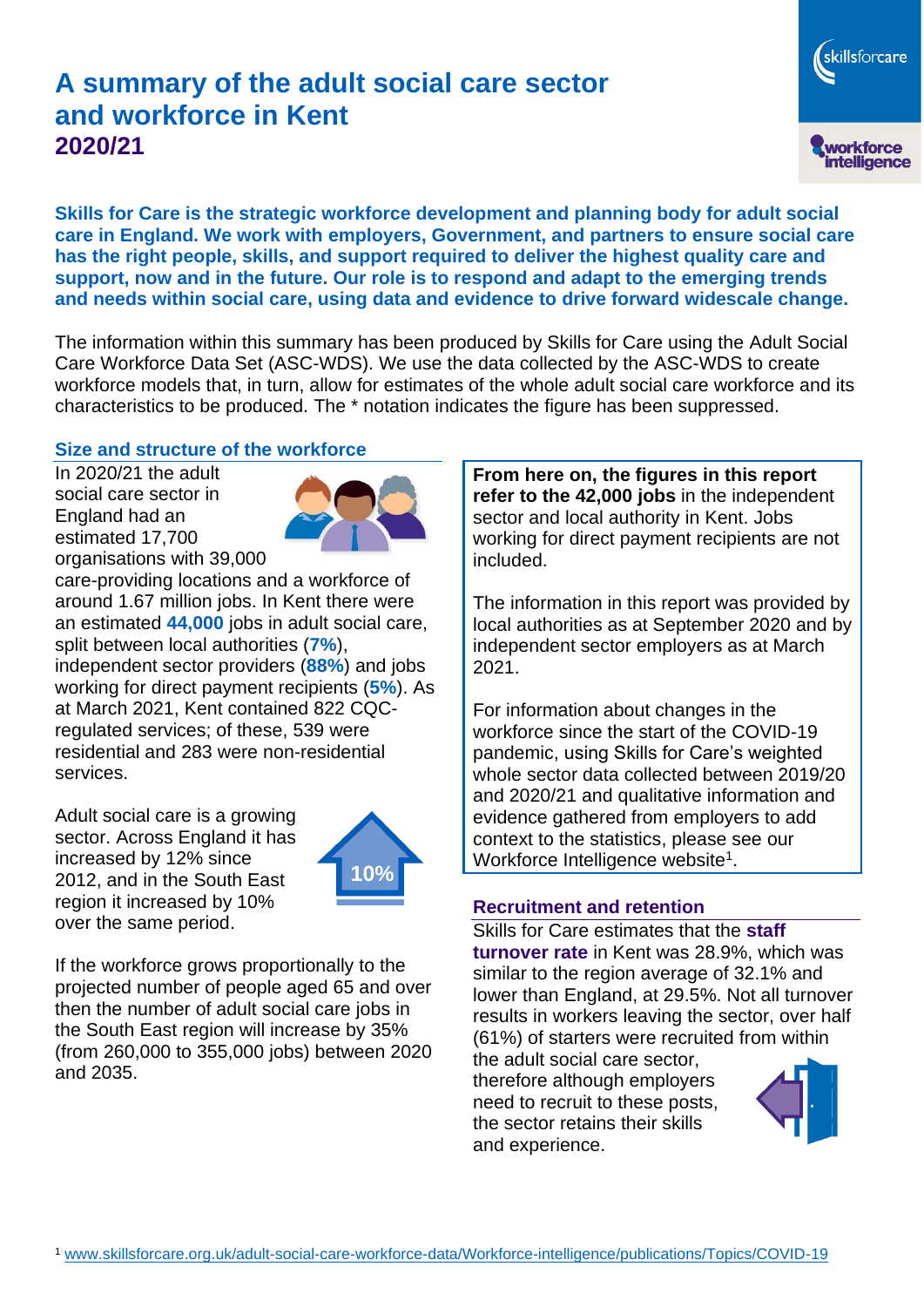# A summary of the adult social care sector and workforce in Kent

## 2020/21

**Skills for Care is the strategic workforce development and planning body for adult social care in England. We work with employers, Government, and partners to ensure social care has the right people, skills, and support required to deliver the highest quality care and support, now and in the future. Our role is to respond and adapt to the emerging trends and needs within social care, using data and evidence to drive forward widescale change.**

The information within this summary has been produced by Skills for Care using the Adult Social Care Workforce Data Set (ASC-WDS). We use the data collected by the ASC-WDS to create workforce models that, in turn, allow for estimates of the whole adult social care workforce and its characteristics to be produced. The * notation indicates the figure has been suppressed.

### Size and structure of the workforce

In 2020/21 the adult social care sector in England had an estimated 17,700 organisations with 39,000 care-providing locations and a workforce of around 1.67 million jobs. In Kent there were an estimated **44,000** jobs in adult social care, split between local authorities (**7%**), independent sector providers (**88%**) and jobs working for direct payment recipients (**5%**). As at March 2021, Kent contained 822 CQC-regulated services; of these, 539 were residential and 283 were non-residential services.

Adult social care is a growing sector. Across England it has increased by 12% since 2012, and in the South East region it increased by 10% over the same period.

10%

If the workforce grows proportionally to the projected number of people aged 65 and over then the number of adult social care jobs in the South East region will increase by 35% (from 260,000 to 355,000 jobs) between 2020 and 2035.

**From here on, the figures in this report refer to the 42,000 jobs** in the independent sector and local authority in Kent. Jobs working for direct payment recipients are not included.

The information in this report was provided by local authorities as at September 2020 and by independent sector employers as at March 2021.

For information about changes in the workforce since the start of the COVID-19 pandemic, using Skills for Care's weighted whole sector data collected between 2019/20 and 2020/21 and qualitative information and evidence gathered from employers to add context to the statistics, please see our Workforce Intelligence website[1].

### Recruitment and retention

Skills for Care estimates that the **staff turnover rate** in Kent was 28.9%, which was similar to the region average of 32.1% and lower than England, at 29.5%. Not all turnover results in workers leaving the sector, over half (61%) of starters were recruited from within the adult social care sector, therefore although employers need to recruit to these posts, the sector retains their skills and experience.

[1] www.skillsforcare.org.uk/adult-social-care-workforce-data/Workforce-intelligence/publications/Topics/COVID-19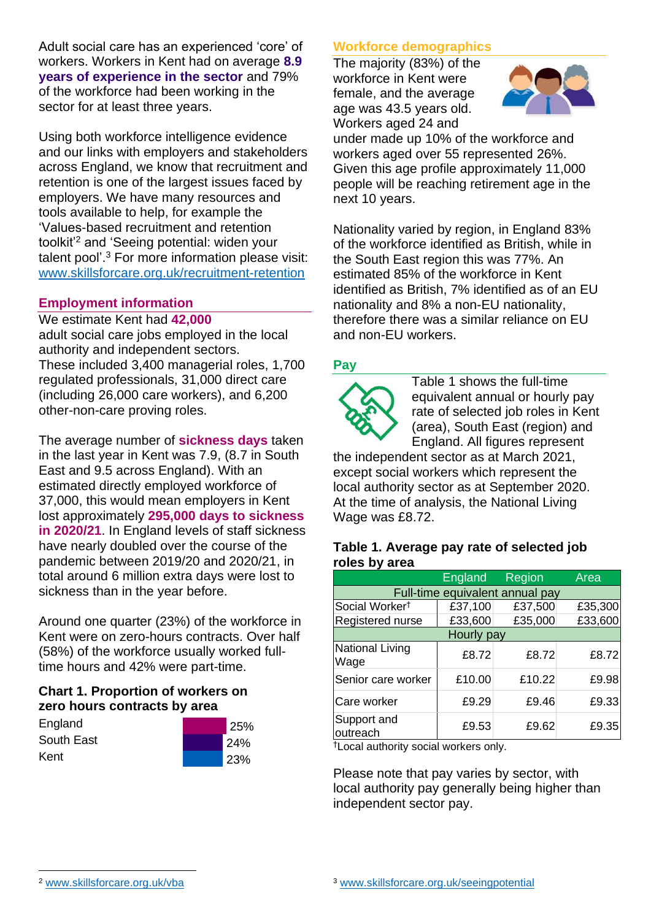Adult social care has an experienced 'core' of workers. Workers in Kent had on average **8.9 years of experience in the sector** and 79% of the workforce had been working in the sector for at least three years.

Using both workforce intelligence evidence and our links with employers and stakeholders across England, we know that recruitment and retention is one of the largest issues faced by employers. We have many resources and tools available to help, for example the 'Values-based recruitment and retention toolkit'[2] and 'Seeing potential: widen your talent pool'.[3] For more information please visit: www.skillsforcare.org.uk/recruitment-retention

## Employment information

We estimate Kent had **42,000** adult social care jobs employed in the local authority and independent sectors. These included 3,400 managerial roles, 1,700 regulated professionals, 31,000 direct care (including 26,000 care workers), and 6,200 other-non-care proving roles.

The average number of **sickness days** taken in the last year in Kent was 7.9, (8.7 in South East and 9.5 across England). With an estimated directly employed workforce of 37,000, this would mean employers in Kent lost approximately **295,000 days to sickness in 2020/21**. In England levels of staff sickness have nearly doubled over the course of the pandemic between 2019/20 and 2020/21, in total around 6 million extra days were lost to sickness than in the year before.

Around one quarter (23%) of the workforce in Kent were on zero-hours contracts. Over half (58%) of the workforce usually worked full-time hours and 42% were part-time.

### Chart 1. Proportion of workers on zero hours contracts by area

| Area | Proportion |
|---|---|
| England | 25% |
| South East | 24% |
| Kent | 23% |

## Workforce demographics

The majority (83%) of the workforce in Kent were female, and the average age was 43.5 years old. Workers aged 24 and under made up 10% of the workforce and workers aged over 55 represented 26%. Given this age profile approximately 11,000 people will be reaching retirement age in the next 10 years.

Nationality varied by region, in England 83% of the workforce identified as British, while in the South East region this was 77%. An estimated 85% of the workforce in Kent identified as British, 7% identified as of an EU nationality and 8% a non-EU nationality, therefore there was a similar reliance on EU and non-EU workers.

## Pay

Table 1 shows the full-time equivalent annual or hourly pay rate of selected job roles in Kent (area), South East (region) and England. All figures represent the independent sector as at March 2021, except social workers which represent the local authority sector as at September 2020. At the time of analysis, the National Living Wage was £8.72.

### Table 1. Average pay rate of selected job roles by area

| | England | Region | Area |
|---|---|---|---|
| **Full-time equivalent annual pay** | | | |
| Social Worker† | £37,100 | £37,500 | £35,300 |
| Registered nurse | £33,600 | £35,000 | £33,600 |
| **Hourly pay** | | | |
| National Living Wage | £8.72 | £8.72 | £8.72 |
| Senior care worker | £10.00 | £10.22 | £9.98 |
| Care worker | £9.29 | £9.46 | £9.33 |
| Support and outreach | £9.53 | £9.62 | £9.35 |

†Local authority social workers only.

Please note that pay varies by sector, with local authority pay generally being higher than independent sector pay.

[2] www.skillsforcare.org.uk/vba

[3] www.skillsforcare.org.uk/seeingpotential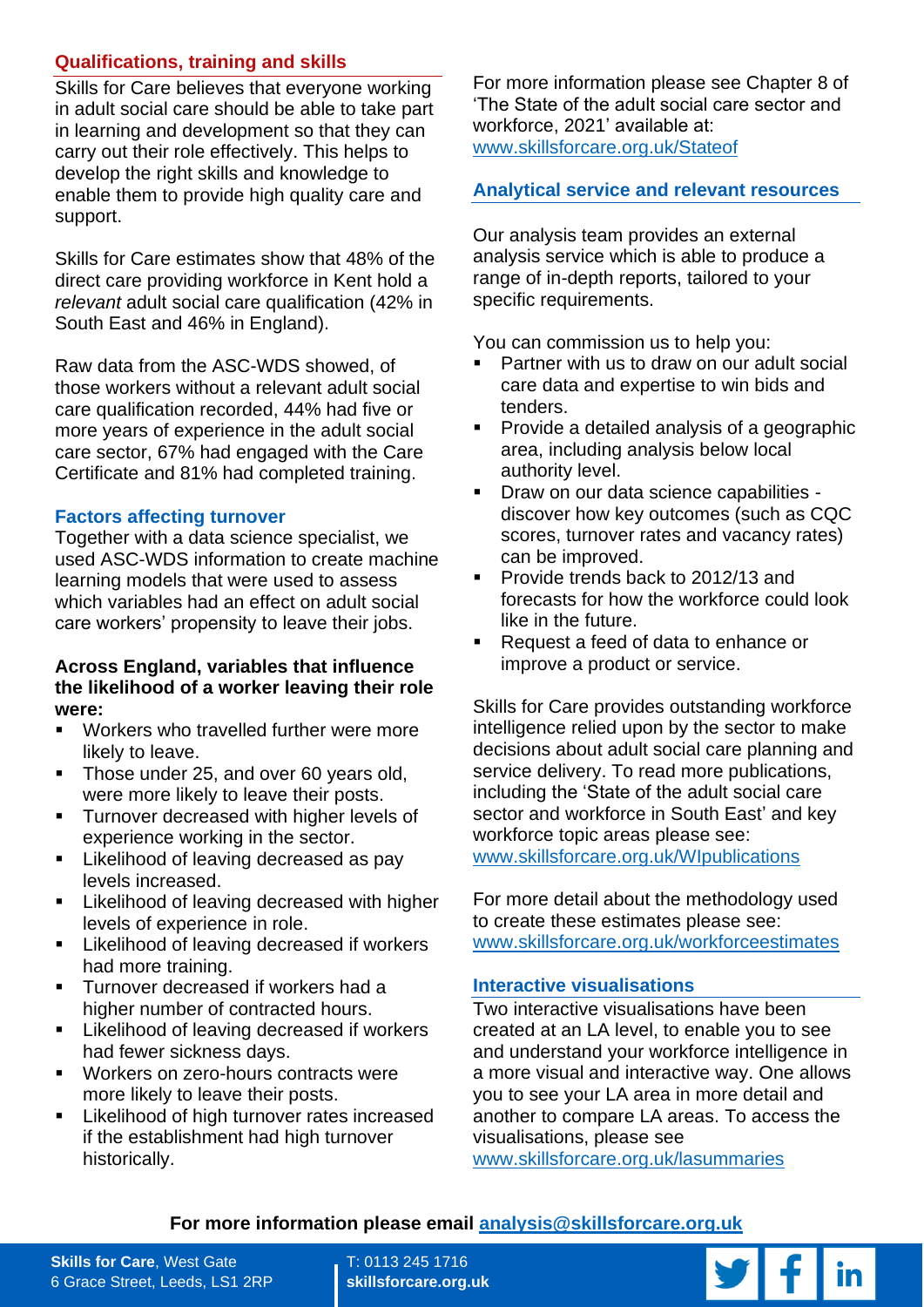## Qualifications, training and skills

Skills for Care believes that everyone working in adult social care should be able to take part in learning and development so that they can carry out their role effectively. This helps to develop the right skills and knowledge to enable them to provide high quality care and support.

Skills for Care estimates show that 48% of the direct care providing workforce in Kent hold a *relevant* adult social care qualification (42% in South East and 46% in England).

Raw data from the ASC-WDS showed, of those workers without a relevant adult social care qualification recorded, 44% had five or more years of experience in the adult social care sector, 67% had engaged with the Care Certificate and 81% had completed training.

## Factors affecting turnover

Together with a data science specialist, we used ASC-WDS information to create machine learning models that were used to assess which variables had an effect on adult social care workers' propensity to leave their jobs.

**Across England, variables that influence the likelihood of a worker leaving their role were:**

- Workers who travelled further were more likely to leave.
- Those under 25, and over 60 years old, were more likely to leave their posts.
- Turnover decreased with higher levels of experience working in the sector.
- Likelihood of leaving decreased as pay levels increased.
- Likelihood of leaving decreased with higher levels of experience in role.
- Likelihood of leaving decreased if workers had more training.
- Turnover decreased if workers had a higher number of contracted hours.
- Likelihood of leaving decreased if workers had fewer sickness days.
- Workers on zero-hours contracts were more likely to leave their posts.
- Likelihood of high turnover rates increased if the establishment had high turnover historically.

For more information please see Chapter 8 of 'The State of the adult social care sector and workforce, 2021' available at: www.skillsforcare.org.uk/Stateof

## Analytical service and relevant resources

Our analysis team provides an external analysis service which is able to produce a range of in-depth reports, tailored to your specific requirements.

You can commission us to help you:

- Partner with us to draw on our adult social care data and expertise to win bids and tenders.
- Provide a detailed analysis of a geographic area, including analysis below local authority level.
- Draw on our data science capabilities - discover how key outcomes (such as CQC scores, turnover rates and vacancy rates) can be improved.
- Provide trends back to 2012/13 and forecasts for how the workforce could look like in the future.
- Request a feed of data to enhance or improve a product or service.

Skills for Care provides outstanding workforce intelligence relied upon by the sector to make decisions about adult social care planning and service delivery. To read more publications, including the 'State of the adult social care sector and workforce in South East' and key workforce topic areas please see: www.skillsforcare.org.uk/WIpublications

For more detail about the methodology used to create these estimates please see: www.skillsforcare.org.uk/workforceestimates

## Interactive visualisations

Two interactive visualisations have been created at an LA level, to enable you to see and understand your workforce intelligence in a more visual and interactive way. One allows you to see your LA area in more detail and another to compare LA areas. To access the visualisations, please see www.skillsforcare.org.uk/lasummaries

**For more information please email analysis@skillsforcare.org.uk**

**Skills for Care**, West Gate
6 Grace Street, Leeds, LS1 2RP

T: 0113 245 1716
**skillsforcare.org.uk**